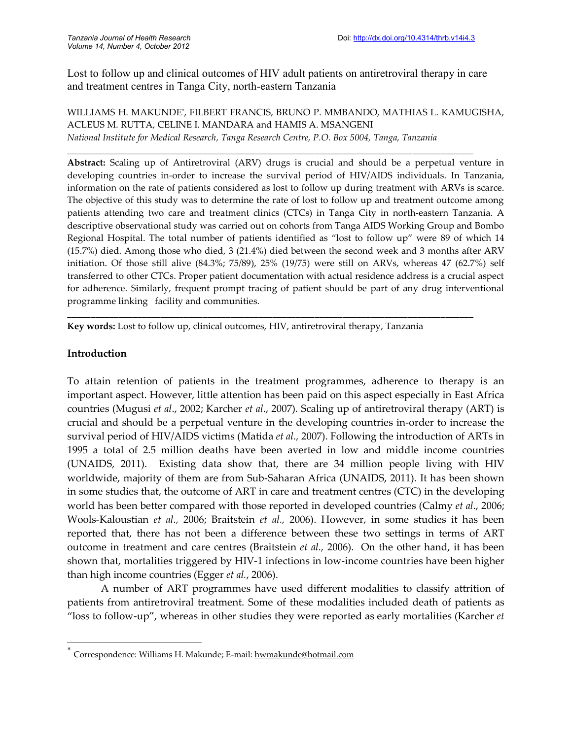# Lost to follow up and clinical outcomes of HIV adult patients on antiretroviral therapy in care and treatment centres in Tanga City, north-eastern Tanzania

WILLIAMS H. MAKUNDE*, FILBERT FRANCIS, BRUNO P. MMBANDO, MATHIAS L. KAMUGISHA, ACLEUS M. RUTTA, CELINE I. MANDARA and HAMIS A. MSANGENI

*National Institute for Medical Research, Tanga Research Centre, P.O. Box 5004, Tanga, Tanzania*

---

**Abstract:** Scaling up of Antiretroviral (ARV) drugs is crucial and should be a perpetual venture in developing countries in-order to increase the survival period of HIV/AIDS individuals. In Tanzania, information on the rate of patients considered as lost to follow up during treatment with ARVs is scarce. The objective of this study was to determine the rate of lost to follow up and treatment outcome among patients attending two care and treatment clinics (CTCs) in Tanga City in north-eastern Tanzania. A descriptive observational study was carried out on cohorts from Tanga AIDS Working Group and Bombo Regional Hospital. The total number of patients identified as "lost to follow up" were 89 of which 14 (15.7%) died. Among those who died, 3 (21.4%) died between the second week and 3 months after ARV initiation. Of those still alive (84.3%; 75/89), 25% (19/75) were still on ARVs, whereas 47 (62.7%) self transferred to other CTCs. Proper patient documentation with actual residence address is a crucial aspect for adherence. Similarly, frequent prompt tracing of patient should be part of any drug interventional programme linking facility and communities.

---

**Key words:** Lost to follow up, clinical outcomes, HIV, antiretroviral therapy, Tanzania

## Introduction

To attain retention of patients in the treatment programmes, adherence to therapy is an important aspect. However, little attention has been paid on this aspect especially in East Africa countries (Mugusi *et al*., 2002; Karcher *et al*., 2007). Scaling up of antiretroviral therapy (ART) is crucial and should be a perpetual venture in the developing countries in-order to increase the survival period of HIV/AIDS victims (Matida *et al.,* 2007). Following the introduction of ARTs in 1995 a total of 2.5 million deaths have been averted in low and middle income countries (UNAIDS, 2011). Existing data show that, there are 34 million people living with HIV worldwide, majority of them are from Sub-Saharan Africa (UNAIDS, 2011). It has been shown in some studies that, the outcome of ART in care and treatment centres (CTC) in the developing world has been better compared with those reported in developed countries (Calmy *et al*., 2006; Wools-Kaloustian *et al.,* 2006; Braitstein *et al.,* 2006). However, in some studies it has been reported that, there has not been a difference between these two settings in terms of ART outcome in treatment and care centres (Braitstein *et al.,* 2006). On the other hand, it has been shown that, mortalities triggered by HIV-1 infections in low-income countries have been higher than high income countries (Egger *et al.*, 2006).

A number of ART programmes have used different modalities to classify attrition of patients from antiretroviral treatment. Some of these modalities included death of patients as "loss to follow-up", whereas in other studies they were reported as early mortalities (Karcher *et*

---

* Correspondence: Williams H. Makunde; E-mail: hwmakunde@hotmail.com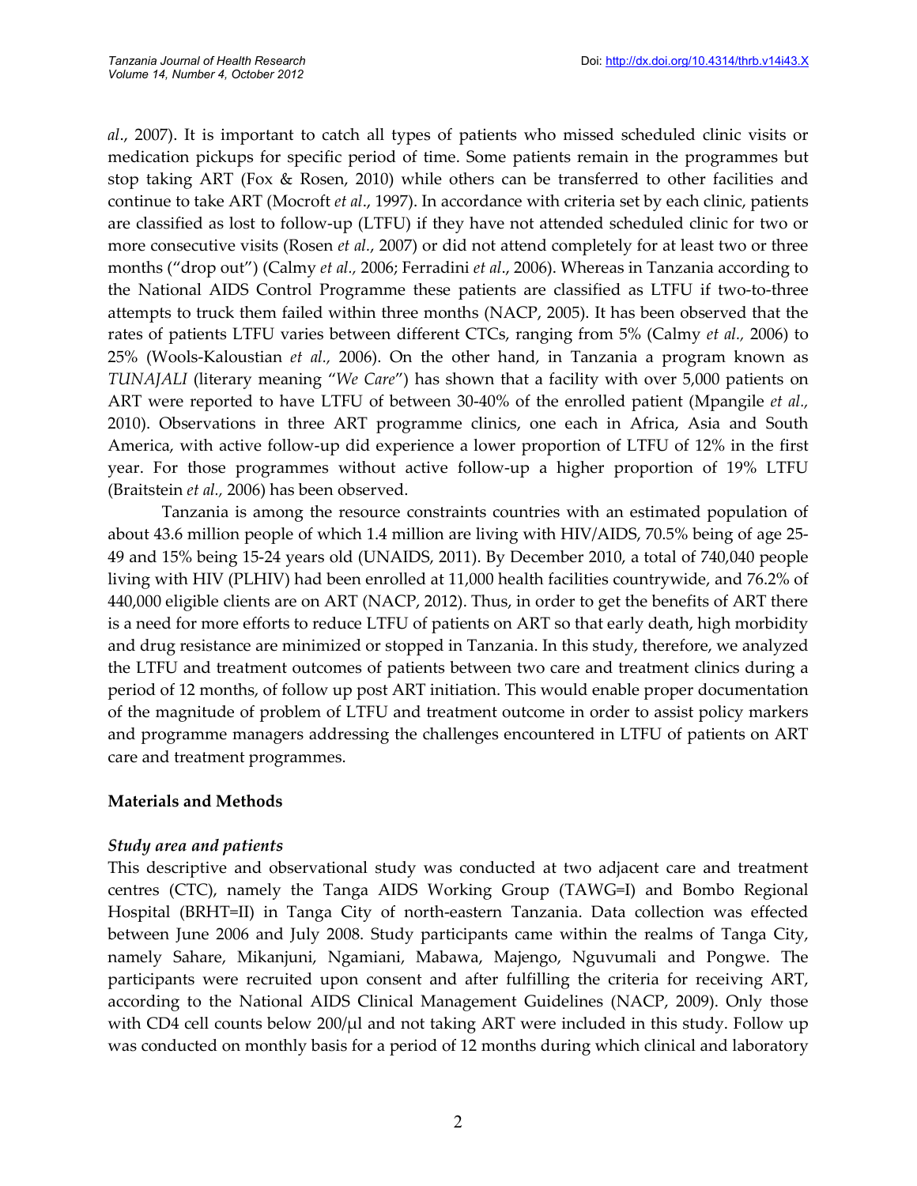*al*., 2007). It is important to catch all types of patients who missed scheduled clinic visits or medication pickups for specific period of time. Some patients remain in the programmes but stop taking ART (Fox & Rosen, 2010) while others can be transferred to other facilities and continue to take ART (Mocroft *et al*., 1997). In accordance with criteria set by each clinic, patients are classified as lost to follow-up (LTFU) if they have not attended scheduled clinic for two or more consecutive visits (Rosen *et al.*, 2007) or did not attend completely for at least two or three months ("drop out") (Calmy *et al.,* 2006; Ferradini *et al*., 2006). Whereas in Tanzania according to the National AIDS Control Programme these patients are classified as LTFU if two-to-three attempts to truck them failed within three months (NACP, 2005). It has been observed that the rates of patients LTFU varies between different CTCs, ranging from 5% (Calmy *et al.,* 2006) to 25% (Wools-Kaloustian *et al.,* 2006). On the other hand, in Tanzania a program known as *TUNAJALI* (literary meaning "*We Care*") has shown that a facility with over 5,000 patients on ART were reported to have LTFU of between 30-40% of the enrolled patient (Mpangile *et al.,* 2010). Observations in three ART programme clinics, one each in Africa, Asia and South America, with active follow-up did experience a lower proportion of LTFU of 12% in the first year. For those programmes without active follow-up a higher proportion of 19% LTFU (Braitstein *et al.,* 2006) has been observed.

Tanzania is among the resource constraints countries with an estimated population of about 43.6 million people of which 1.4 million are living with HIV/AIDS, 70.5% being of age 25-49 and 15% being 15-24 years old (UNAIDS, 2011). By December 2010, a total of 740,040 people living with HIV (PLHIV) had been enrolled at 11,000 health facilities countrywide, and 76.2% of 440,000 eligible clients are on ART (NACP, 2012). Thus, in order to get the benefits of ART there is a need for more efforts to reduce LTFU of patients on ART so that early death, high morbidity and drug resistance are minimized or stopped in Tanzania. In this study, therefore, we analyzed the LTFU and treatment outcomes of patients between two care and treatment clinics during a period of 12 months, of follow up post ART initiation. This would enable proper documentation of the magnitude of problem of LTFU and treatment outcome in order to assist policy markers and programme managers addressing the challenges encountered in LTFU of patients on ART care and treatment programmes.

## Materials and Methods

### *Study area and patients*

This descriptive and observational study was conducted at two adjacent care and treatment centres (CTC), namely the Tanga AIDS Working Group (TAWG=I) and Bombo Regional Hospital (BRHT=II) in Tanga City of north-eastern Tanzania. Data collection was effected between June 2006 and July 2008. Study participants came within the realms of Tanga City, namely Sahare, Mikanjuni, Ngamiani, Mabawa, Majengo, Nguvumali and Pongwe. The participants were recruited upon consent and after fulfilling the criteria for receiving ART, according to the National AIDS Clinical Management Guidelines (NACP, 2009). Only those with CD4 cell counts below 200/µl and not taking ART were included in this study. Follow up was conducted on monthly basis for a period of 12 months during which clinical and laboratory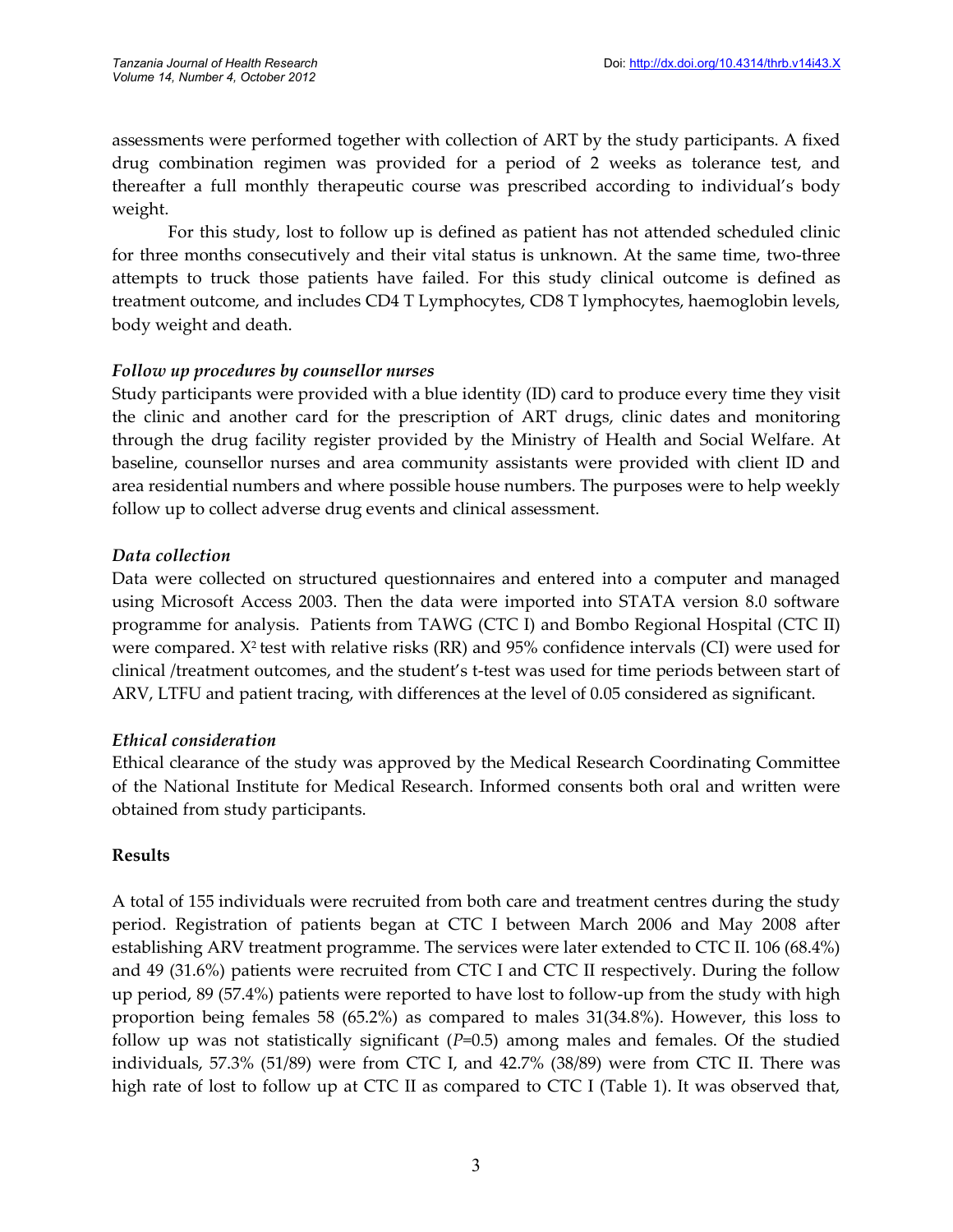assessments were performed together with collection of ART by the study participants. A fixed drug combination regimen was provided for a period of 2 weeks as tolerance test, and thereafter a full monthly therapeutic course was prescribed according to individual's body weight.

For this study, lost to follow up is defined as patient has not attended scheduled clinic for three months consecutively and their vital status is unknown. At the same time, two-three attempts to truck those patients have failed. For this study clinical outcome is defined as treatment outcome, and includes CD4 T Lymphocytes, CD8 T lymphocytes, haemoglobin levels, body weight and death.

*Follow up procedures by counsellor nurses*

Study participants were provided with a blue identity (ID) card to produce every time they visit the clinic and another card for the prescription of ART drugs, clinic dates and monitoring through the drug facility register provided by the Ministry of Health and Social Welfare. At baseline, counsellor nurses and area community assistants were provided with client ID and area residential numbers and where possible house numbers. The purposes were to help weekly follow up to collect adverse drug events and clinical assessment.

*Data collection*

Data were collected on structured questionnaires and entered into a computer and managed using Microsoft Access 2003. Then the data were imported into STATA version 8.0 software programme for analysis. Patients from TAWG (CTC I) and Bombo Regional Hospital (CTC II) were compared. $X^2$ test with relative risks (RR) and 95% confidence intervals (CI) were used for clinical /treatment outcomes, and the student's t-test was used for time periods between start of ARV, LTFU and patient tracing, with differences at the level of 0.05 considered as significant.

*Ethical consideration*

Ethical clearance of the study was approved by the Medical Research Coordinating Committee of the National Institute for Medical Research. Informed consents both oral and written were obtained from study participants.

**Results**

A total of 155 individuals were recruited from both care and treatment centres during the study period. Registration of patients began at CTC I between March 2006 and May 2008 after establishing ARV treatment programme. The services were later extended to CTC II. 106 (68.4%) and 49 (31.6%) patients were recruited from CTC I and CTC II respectively. During the follow up period, 89 (57.4%) patients were reported to have lost to follow-up from the study with high proportion being females 58 (65.2%) as compared to males 31(34.8%). However, this loss to follow up was not statistically significant ($P$=0.5) among males and females. Of the studied individuals, 57.3% (51/89) were from CTC I, and 42.7% (38/89) were from CTC II. There was high rate of lost to follow up at CTC II as compared to CTC I (Table 1). It was observed that,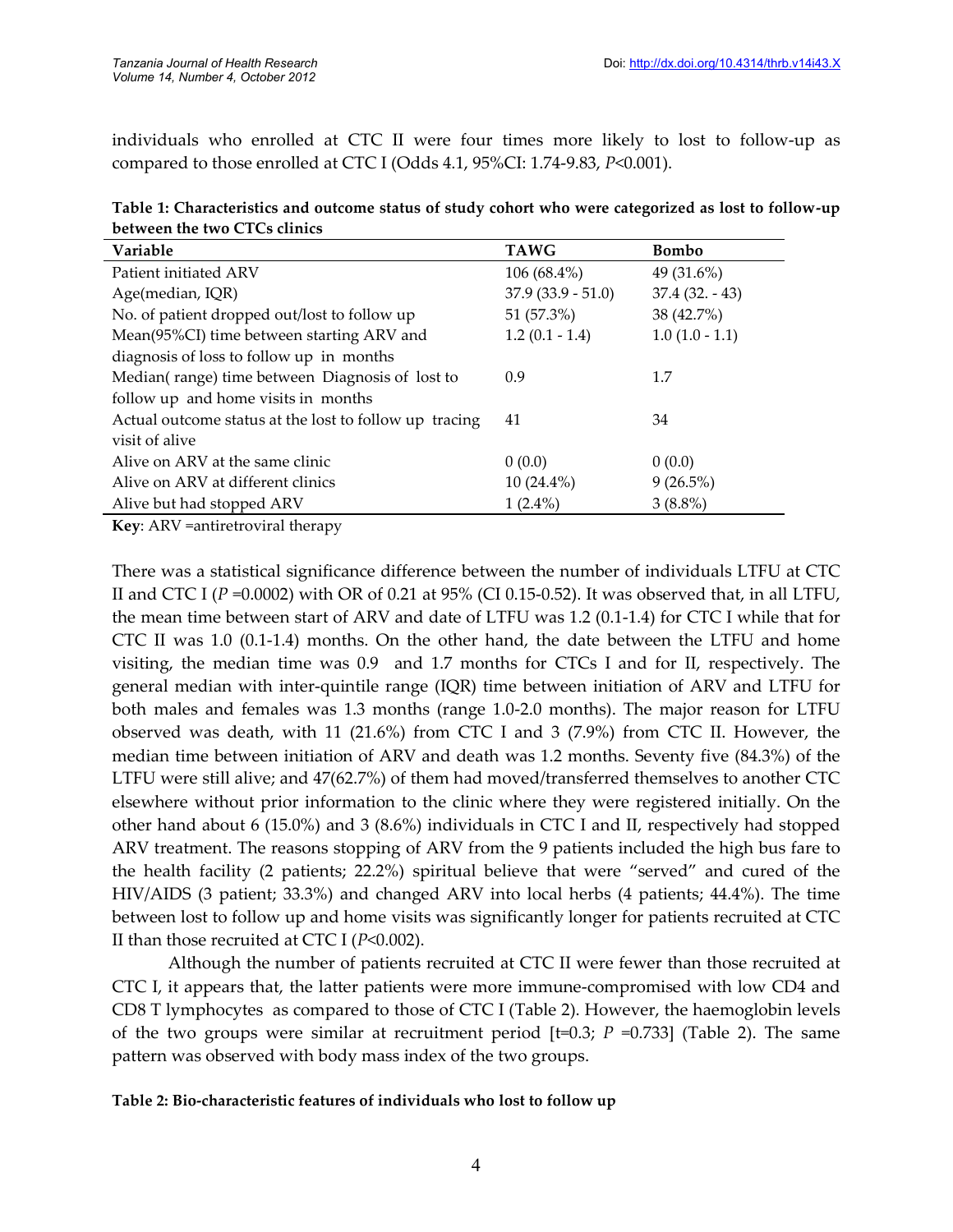individuals who enrolled at CTC II were four times more likely to lost to follow-up as compared to those enrolled at CTC I (Odds 4.1, 95%CI: 1.74-9.83, *P*<0.001).

**Table 1: Characteristics and outcome status of study cohort who were categorized as lost to follow-up between the two CTCs clinics**

| Variable | TAWG | Bombo |
|---|---|---|
| Patient initiated ARV | 106 (68.4%) | 49 (31.6%) |
| Age(median, IQR) | 37.9 (33.9 - 51.0) | 37.4 (32. - 43) |
| No. of patient dropped out/lost to follow up | 51 (57.3%) | 38 (42.7%) |
| Mean(95%CI) time between starting ARV and diagnosis of loss to follow up in months | 1.2 (0.1 - 1.4) | 1.0 (1.0 - 1.1) |
| Median( range) time between Diagnosis of lost to follow up and home visits in months | 0.9 | 1.7 |
| Actual outcome status at the lost to follow up tracing visit of alive | 41 | 34 |
| Alive on ARV at the same clinic | 0 (0.0) | 0 (0.0) |
| Alive on ARV at different clinics | 10 (24.4%) | 9 (26.5%) |
| Alive but had stopped ARV | 1 (2.4%) | 3 (8.8%) |

**Key**: ARV =antiretroviral therapy

There was a statistical significance difference between the number of individuals LTFU at CTC II and CTC I (*P* =0.0002) with OR of 0.21 at 95% (CI 0.15-0.52). It was observed that, in all LTFU, the mean time between start of ARV and date of LTFU was 1.2 (0.1-1.4) for CTC I while that for CTC II was 1.0 (0.1-1.4) months. On the other hand, the date between the LTFU and home visiting, the median time was 0.9 and 1.7 months for CTCs I and for II, respectively. The general median with inter-quintile range (IQR) time between initiation of ARV and LTFU for both males and females was 1.3 months (range 1.0-2.0 months). The major reason for LTFU observed was death, with 11 (21.6%) from CTC I and 3 (7.9%) from CTC II. However, the median time between initiation of ARV and death was 1.2 months. Seventy five (84.3%) of the LTFU were still alive; and 47(62.7%) of them had moved/transferred themselves to another CTC elsewhere without prior information to the clinic where they were registered initially. On the other hand about 6 (15.0%) and 3 (8.6%) individuals in CTC I and II, respectively had stopped ARV treatment. The reasons stopping of ARV from the 9 patients included the high bus fare to the health facility (2 patients; 22.2%) spiritual believe that were "served" and cured of the HIV/AIDS (3 patient; 33.3%) and changed ARV into local herbs (4 patients; 44.4%). The time between lost to follow up and home visits was significantly longer for patients recruited at CTC II than those recruited at CTC I (*P*<0.002).

Although the number of patients recruited at CTC II were fewer than those recruited at CTC I, it appears that, the latter patients were more immune-compromised with low CD4 and CD8 T lymphocytes as compared to those of CTC I (Table 2). However, the haemoglobin levels of the two groups were similar at recruitment period [t=0.3; *P* =0.733] (Table 2). The same pattern was observed with body mass index of the two groups.

**Table 2: Bio-characteristic features of individuals who lost to follow up**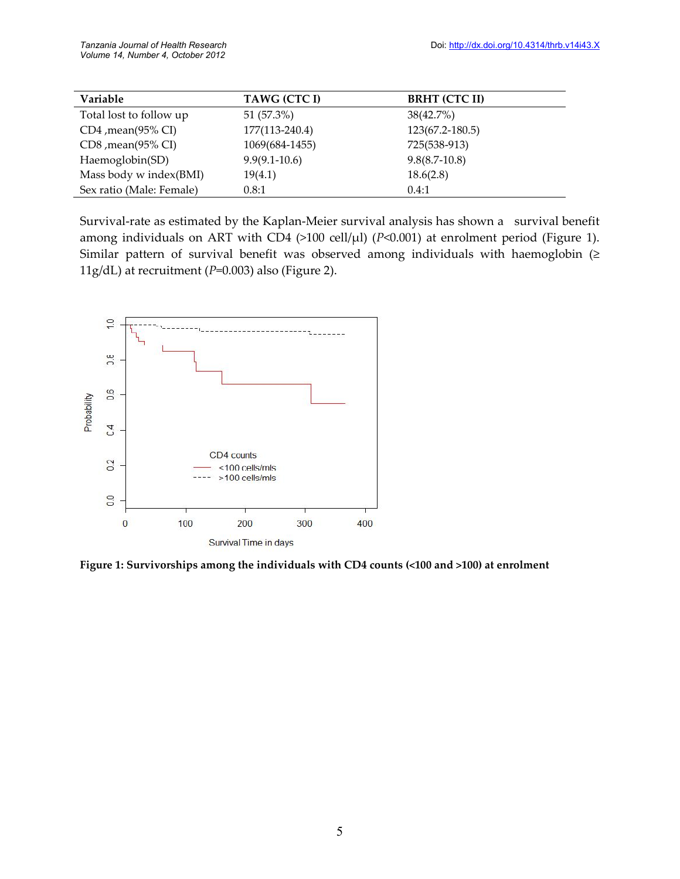| Variable | TAWG (CTC I) | BRHT (CTC II) |
|---|---|---|
| Total lost to follow up | 51 (57.3%) | 38(42.7%) |
| CD4 ,mean(95% CI) | 177(113-240.4) | 123(67.2-180.5) |
| CD8 ,mean(95% CI) | 1069(684-1455) | 725(538-913) |
| Haemoglobin(SD) | 9.9(9.1-10.6) | 9.8(8.7-10.8) |
| Mass body w index(BMI) | 19(4.1) | 18.6(2.8) |
| Sex ratio (Male: Female) | 0.8:1 | 0.4:1 |

Survival-rate as estimated by the Kaplan-Meier survival analysis has shown a survival benefit among individuals on ART with CD4 (>100 cell/μl) ($P$<0.001) at enrolment period (Figure 1). Similar pattern of survival benefit was observed among individuals with haemoglobin (≥ 11g/dL) at recruitment ($P$=0.003) also (Figure 2).

**Figure 1: Survivorships among the individuals with CD4 counts (<100 and >100) at enrolment**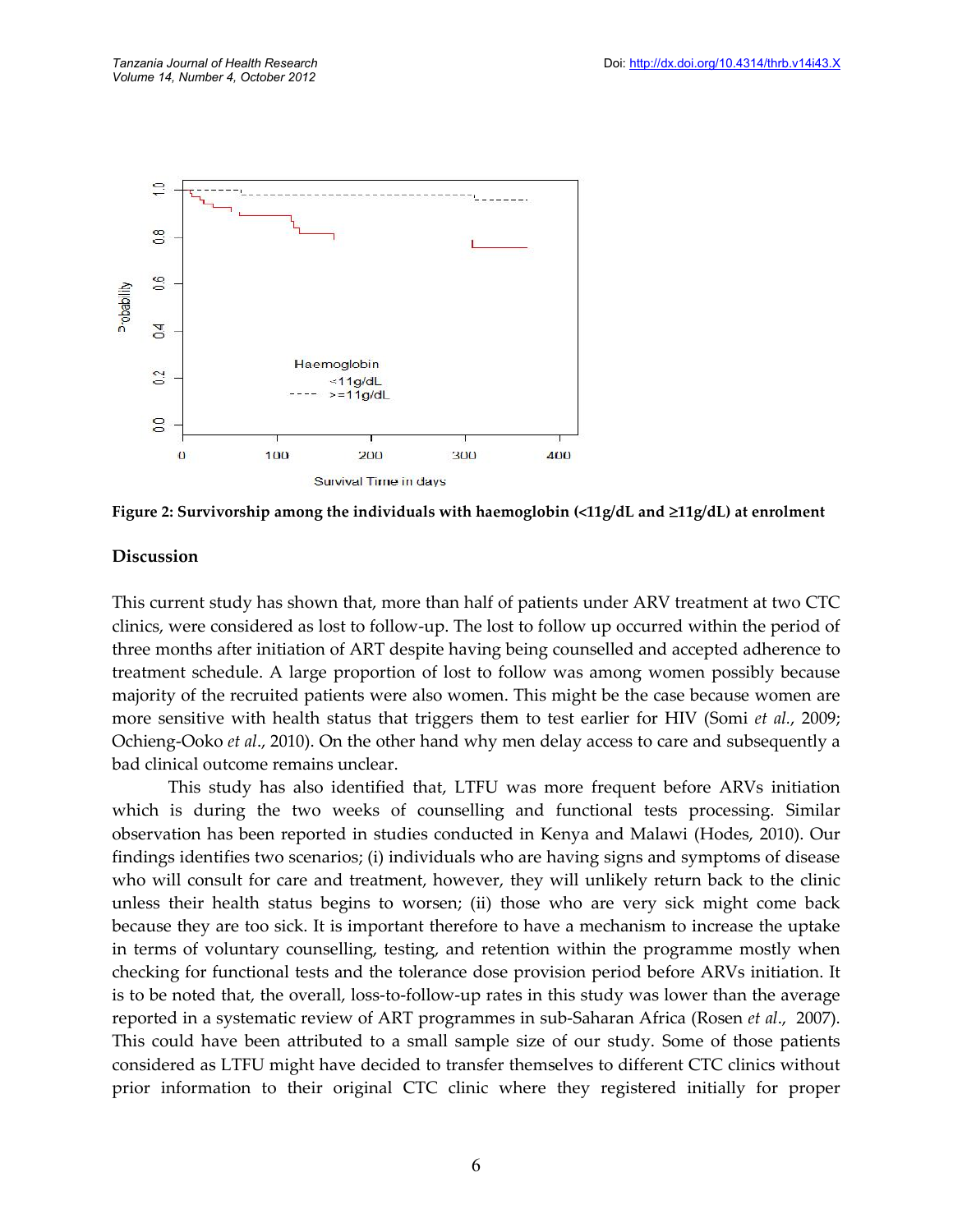Figure 2: Survivorship among the individuals with haemoglobin (<11g/dL and ≥11g/dL) at enrolment

## Discussion

This current study has shown that, more than half of patients under ARV treatment at two CTC clinics, were considered as lost to follow-up. The lost to follow up occurred within the period of three months after initiation of ART despite having being counselled and accepted adherence to treatment schedule. A large proportion of lost to follow was among women possibly because majority of the recruited patients were also women. This might be the case because women are more sensitive with health status that triggers them to test earlier for HIV (Somi *et al.*, 2009; Ochieng-Ooko *et al*., 2010). On the other hand why men delay access to care and subsequently a bad clinical outcome remains unclear.

This study has also identified that, LTFU was more frequent before ARVs initiation which is during the two weeks of counselling and functional tests processing. Similar observation has been reported in studies conducted in Kenya and Malawi (Hodes, 2010). Our findings identifies two scenarios; (i) individuals who are having signs and symptoms of disease who will consult for care and treatment, however, they will unlikely return back to the clinic unless their health status begins to worsen; (ii) those who are very sick might come back because they are too sick. It is important therefore to have a mechanism to increase the uptake in terms of voluntary counselling, testing, and retention within the programme mostly when checking for functional tests and the tolerance dose provision period before ARVs initiation. It is to be noted that, the overall, loss-to-follow-up rates in this study was lower than the average reported in a systematic review of ART programmes in sub-Saharan Africa (Rosen *et al*., 2007). This could have been attributed to a small sample size of our study. Some of those patients considered as LTFU might have decided to transfer themselves to different CTC clinics without prior information to their original CTC clinic where they registered initially for proper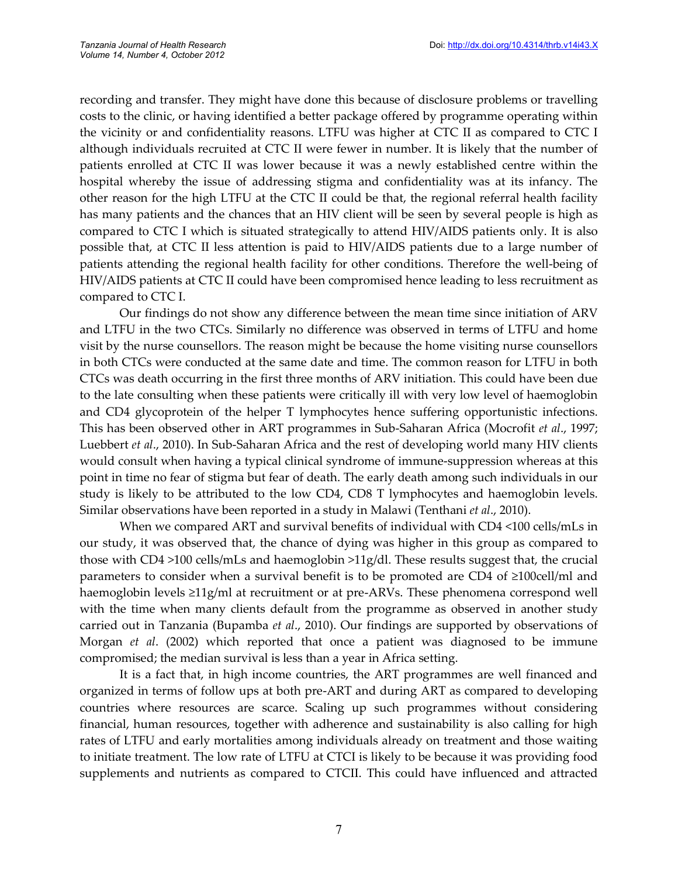recording and transfer. They might have done this because of disclosure problems or travelling costs to the clinic, or having identified a better package offered by programme operating within the vicinity or and confidentiality reasons. LTFU was higher at CTC II as compared to CTC I although individuals recruited at CTC II were fewer in number. It is likely that the number of patients enrolled at CTC II was lower because it was a newly established centre within the hospital whereby the issue of addressing stigma and confidentiality was at its infancy. The other reason for the high LTFU at the CTC II could be that, the regional referral health facility has many patients and the chances that an HIV client will be seen by several people is high as compared to CTC I which is situated strategically to attend HIV/AIDS patients only. It is also possible that, at CTC II less attention is paid to HIV/AIDS patients due to a large number of patients attending the regional health facility for other conditions. Therefore the well-being of HIV/AIDS patients at CTC II could have been compromised hence leading to less recruitment as compared to CTC I.

Our findings do not show any difference between the mean time since initiation of ARV and LTFU in the two CTCs. Similarly no difference was observed in terms of LTFU and home visit by the nurse counsellors. The reason might be because the home visiting nurse counsellors in both CTCs were conducted at the same date and time. The common reason for LTFU in both CTCs was death occurring in the first three months of ARV initiation. This could have been due to the late consulting when these patients were critically ill with very low level of haemoglobin and CD4 glycoprotein of the helper T lymphocytes hence suffering opportunistic infections. This has been observed other in ART programmes in Sub-Saharan Africa (Mocrofit *et al*., 1997; Luebbert *et al*., 2010). In Sub-Saharan Africa and the rest of developing world many HIV clients would consult when having a typical clinical syndrome of immune-suppression whereas at this point in time no fear of stigma but fear of death. The early death among such individuals in our study is likely to be attributed to the low CD4, CD8 T lymphocytes and haemoglobin levels. Similar observations have been reported in a study in Malawi (Tenthani *et al*., 2010).

When we compared ART and survival benefits of individual with CD4 <100 cells/mLs in our study, it was observed that, the chance of dying was higher in this group as compared to those with CD4 >100 cells/mLs and haemoglobin >11g/dl. These results suggest that, the crucial parameters to consider when a survival benefit is to be promoted are CD4 of ≥100cell/ml and haemoglobin levels ≥11g/ml at recruitment or at pre-ARVs. These phenomena correspond well with the time when many clients default from the programme as observed in another study carried out in Tanzania (Bupamba *et al*., 2010). Our findings are supported by observations of Morgan *et al*. (2002) which reported that once a patient was diagnosed to be immune compromised; the median survival is less than a year in Africa setting.

It is a fact that, in high income countries, the ART programmes are well financed and organized in terms of follow ups at both pre-ART and during ART as compared to developing countries where resources are scarce. Scaling up such programmes without considering financial, human resources, together with adherence and sustainability is also calling for high rates of LTFU and early mortalities among individuals already on treatment and those waiting to initiate treatment. The low rate of LTFU at CTCI is likely to be because it was providing food supplements and nutrients as compared to CTCII. This could have influenced and attracted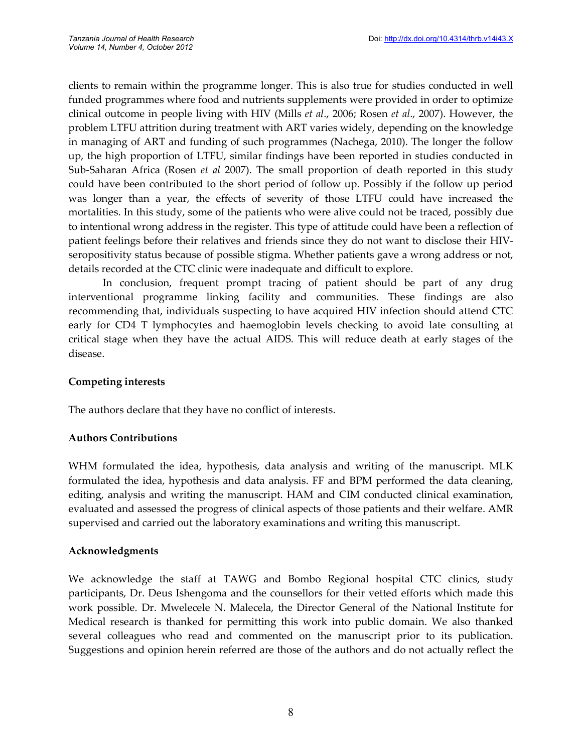clients to remain within the programme longer. This is also true for studies conducted in well funded programmes where food and nutrients supplements were provided in order to optimize clinical outcome in people living with HIV (Mills *et al*., 2006; Rosen *et al*., 2007). However, the problem LTFU attrition during treatment with ART varies widely, depending on the knowledge in managing of ART and funding of such programmes (Nachega, 2010). The longer the follow up, the high proportion of LTFU, similar findings have been reported in studies conducted in Sub-Saharan Africa (Rosen *et al* 2007). The small proportion of death reported in this study could have been contributed to the short period of follow up. Possibly if the follow up period was longer than a year, the effects of severity of those LTFU could have increased the mortalities. In this study, some of the patients who were alive could not be traced, possibly due to intentional wrong address in the register. This type of attitude could have been a reflection of patient feelings before their relatives and friends since they do not want to disclose their HIV-seropositivity status because of possible stigma. Whether patients gave a wrong address or not, details recorded at the CTC clinic were inadequate and difficult to explore.

In conclusion, frequent prompt tracing of patient should be part of any drug interventional programme linking facility and communities. These findings are also recommending that, individuals suspecting to have acquired HIV infection should attend CTC early for CD4 T lymphocytes and haemoglobin levels checking to avoid late consulting at critical stage when they have the actual AIDS. This will reduce death at early stages of the disease.

## Competing interests

The authors declare that they have no conflict of interests.

## Authors Contributions

WHM formulated the idea, hypothesis, data analysis and writing of the manuscript. MLK formulated the idea, hypothesis and data analysis. FF and BPM performed the data cleaning, editing, analysis and writing the manuscript. HAM and CIM conducted clinical examination, evaluated and assessed the progress of clinical aspects of those patients and their welfare. AMR supervised and carried out the laboratory examinations and writing this manuscript.

## Acknowledgments

We acknowledge the staff at TAWG and Bombo Regional hospital CTC clinics, study participants, Dr. Deus Ishengoma and the counsellors for their vetted efforts which made this work possible. Dr. Mwelecele N. Malecela, the Director General of the National Institute for Medical research is thanked for permitting this work into public domain. We also thanked several colleagues who read and commented on the manuscript prior to its publication. Suggestions and opinion herein referred are those of the authors and do not actually reflect the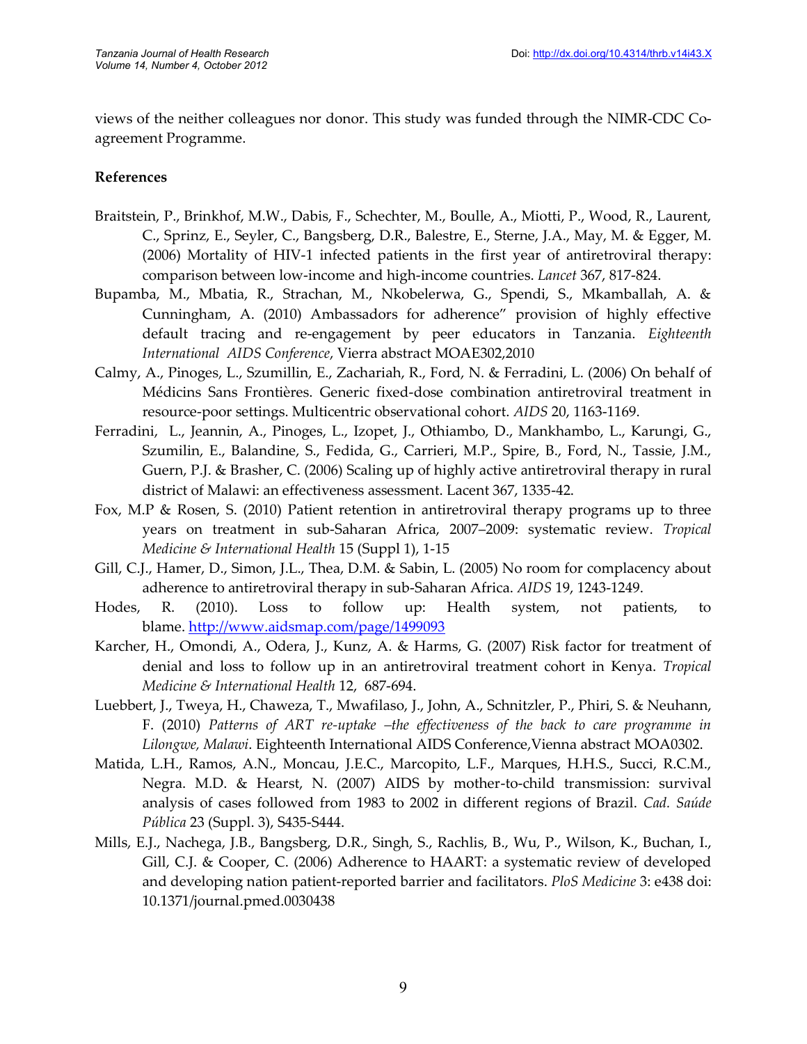views of the neither colleagues nor donor. This study was funded through the NIMR-CDC Co-agreement Programme.

**References**

Braitstein, P., Brinkhof, M.W., Dabis, F., Schechter, M., Boulle, A., Miotti, P., Wood, R., Laurent, C., Sprinz, E., Seyler, C., Bangsberg, D.R., Balestre, E., Sterne, J.A., May, M. & Egger, M. (2006) Mortality of HIV-1 infected patients in the first year of antiretroviral therapy: comparison between low-income and high-income countries. *Lancet* 367, 817-824.

Bupamba, M., Mbatia, R., Strachan, M., Nkobelerwa, G., Spendi, S., Mkamballah, A. & Cunningham, A. (2010) Ambassadors for adherence" provision of highly effective default tracing and re-engagement by peer educators in Tanzania. *Eighteenth International AIDS Conference*, Vierra abstract MOAE302,2010

Calmy, A., Pinoges, L., Szumillin, E., Zachariah, R., Ford, N. & Ferradini, L. (2006) On behalf of Médicins Sans Frontières. Generic fixed-dose combination antiretroviral treatment in resource-poor settings. Multicentric observational cohort. *AIDS* 20, 1163-1169.

Ferradini, L., Jeannin, A., Pinoges, L., Izopet, J., Othiambo, D., Mankhambo, L., Karungi, G., Szumilin, E., Balandine, S., Fedida, G., Carrieri, M.P., Spire, B., Ford, N., Tassie, J.M., Guern, P.J. & Brasher, C. (2006) Scaling up of highly active antiretroviral therapy in rural district of Malawi: an effectiveness assessment. Lacent 367, 1335-42.

Fox, M.P & Rosen, S. (2010) Patient retention in antiretroviral therapy programs up to three years on treatment in sub-Saharan Africa, 2007–2009: systematic review. *Tropical Medicine & International Health* 15 (Suppl 1), 1-15

Gill, C.J., Hamer, D., Simon, J.L., Thea, D.M. & Sabin, L. (2005) No room for complacency about adherence to antiretroviral therapy in sub-Saharan Africa. *AIDS* 19, 1243-1249.

Hodes, R. (2010). Loss to follow up: Health system, not patients, to blame. http://www.aidsmap.com/page/1499093

Karcher, H., Omondi, A., Odera, J., Kunz, A. & Harms, G. (2007) Risk factor for treatment of denial and loss to follow up in an antiretroviral treatment cohort in Kenya. *Tropical Medicine & International Health* 12, 687-694.

Luebbert, J., Tweya, H., Chaweza, T., Mwafilaso, J., John, A., Schnitzler, P., Phiri, S. & Neuhann, F. (2010) *Patterns of ART re-uptake –the effectiveness of the back to care programme in Lilongwe, Malawi*. Eighteenth International AIDS Conference,Vienna abstract MOA0302.

Matida, L.H., Ramos, A.N., Moncau, J.E.C., Marcopito, L.F., Marques, H.H.S., Succi, R.C.M., Negra. M.D. & Hearst, N. (2007) AIDS by mother-to-child transmission: survival analysis of cases followed from 1983 to 2002 in different regions of Brazil. *Cad. Saúde Pública* 23 (Suppl. 3), S435-S444.

Mills, E.J., Nachega, J.B., Bangsberg, D.R., Singh, S., Rachlis, B., Wu, P., Wilson, K., Buchan, I., Gill, C.J. & Cooper, C. (2006) Adherence to HAART: a systematic review of developed and developing nation patient-reported barrier and facilitators. *PloS Medicine* 3: e438 doi: 10.1371/journal.pmed.0030438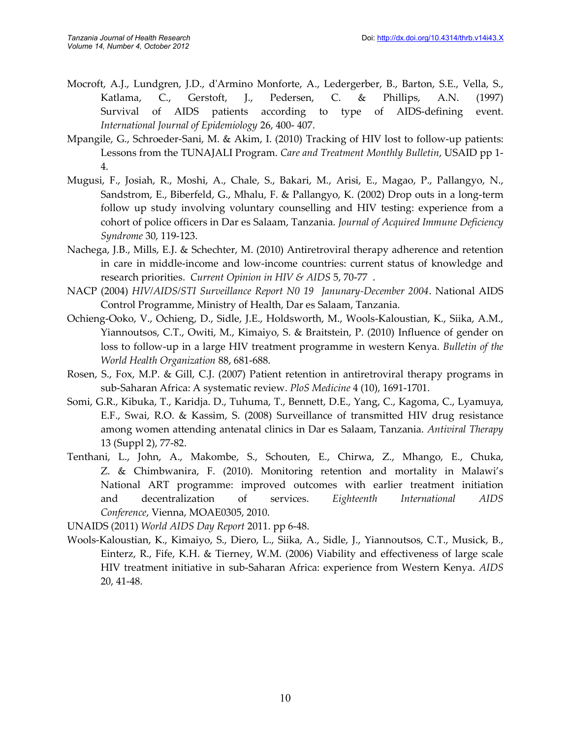Mocroft, A.J., Lundgren, J.D., d'Armino Monforte, A., Ledergerber, B., Barton, S.E., Vella, S., Katlama, C., Gerstoft, J., Pedersen, C. & Phillips, A.N. (1997) Survival of AIDS patients according to type of AIDS-defining event. *International Journal of Epidemiology* 26, 400- 407.

Mpangile, G., Schroeder-Sani, M. & Akim, I. (2010) Tracking of HIV lost to follow-up patients: Lessons from the TUNAJALI Program. *Care and Treatment Monthly Bulletin*, USAID pp 1-4.

Mugusi, F., Josiah, R., Moshi, A., Chale, S., Bakari, M., Arisi, E., Magao, P., Pallangyo, N., Sandstrom, E., Biberfeld, G., Mhalu, F. & Pallangyo, K. (2002) Drop outs in a long-term follow up study involving voluntary counselling and HIV testing: experience from a cohort of police officers in Dar es Salaam, Tanzania. *Journal of Acquired Immune Deficiency Syndrome* 30, 119-123.

Nachega, J.B., Mills, E.J. & Schechter, M. (2010) Antiretroviral therapy adherence and retention in care in middle-income and low-income countries: current status of knowledge and research priorities. *Current Opinion in HIV & AIDS* 5, 70-77 .

NACP (2004) *HIV/AIDS/STI Surveillance Report N0 19 Janunary-December 2004*. National AIDS Control Programme, Ministry of Health, Dar es Salaam, Tanzania.

Ochieng-Ooko, V., Ochieng, D., Sidle, J.E., Holdsworth, M., Wools-Kaloustian, K., Siika, A.M., Yiannoutsos, C.T., Owiti, M., Kimaiyo, S. & Braitstein, P. (2010) Influence of gender on loss to follow-up in a large HIV treatment programme in western Kenya. *Bulletin of the World Health Organization* 88, 681-688.

Rosen, S., Fox, M.P. & Gill, C.J. (2007) Patient retention in antiretroviral therapy programs in sub-Saharan Africa: A systematic review. *PloS Medicine* 4 (10), 1691-1701.

Somi, G.R., Kibuka, T., Karidja. D., Tuhuma, T., Bennett, D.E., Yang, C., Kagoma, C., Lyamuya, E.F., Swai, R.O. & Kassim, S. (2008) Surveillance of transmitted HIV drug resistance among women attending antenatal clinics in Dar es Salaam, Tanzania. *Antiviral Therapy* 13 (Suppl 2), 77-82.

Tenthani, L., John, A., Makombe, S., Schouten, E., Chirwa, Z., Mhango, E., Chuka, Z. & Chimbwanira, F. (2010). Monitoring retention and mortality in Malawi's National ART programme: improved outcomes with earlier treatment initiation and decentralization of services. *Eighteenth International AIDS Conference*, Vienna, MOAE0305, 2010.

UNAIDS (2011) *World AIDS Day Report* 2011. pp 6-48.

Wools-Kaloustian, K., Kimaiyo, S., Diero, L., Siika, A., Sidle, J., Yiannoutsos, C.T., Musick, B., Einterz, R., Fife, K.H. & Tierney, W.M. (2006) Viability and effectiveness of large scale HIV treatment initiative in sub-Saharan Africa: experience from Western Kenya. *AIDS* 20, 41-48.